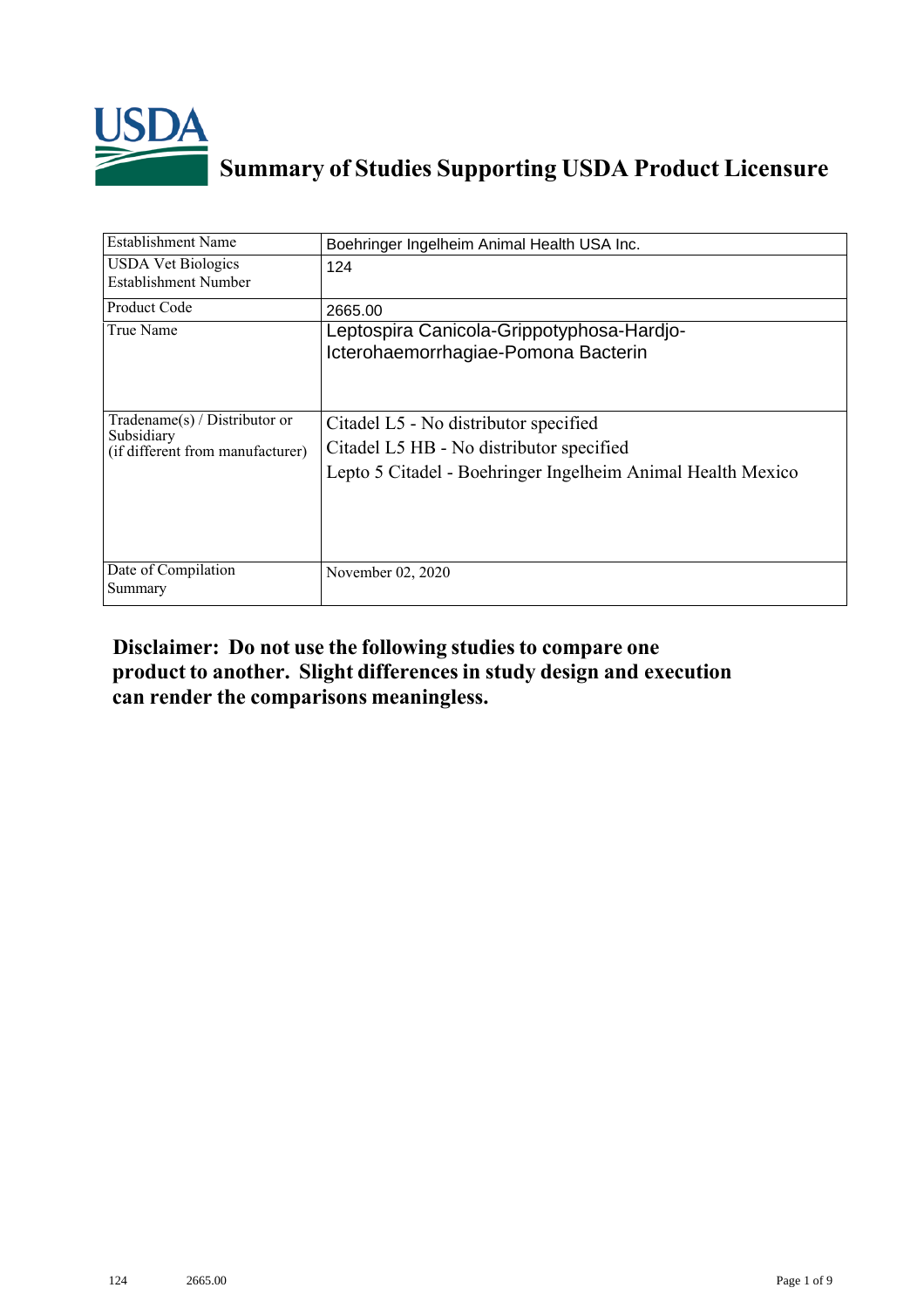# Summary of Studies Supporting USDA Product Licensure

| Establishment Name | Boehringer Ingelheim Animal Health USA Inc. |
|---|---|
| USDA Vet Biologics Establishment Number | 124 |
| Product Code | 2665.00 |
| True Name | Leptospira Canicola-Grippotyphosa-Hardjo-Icterohaemorrhagiae-Pomona Bacterin |
| Tradename(s) / Distributor or Subsidiary (if different from manufacturer) | Citadel L5 - No distributor specified<br>Citadel L5 HB - No distributor specified<br>Lepto 5 Citadel - Boehringer Ingelheim Animal Health Mexico |
| Date of Compilation Summary | November 02, 2020 |

**Disclaimer: Do not use the following studies to compare one product to another. Slight differences in study design and execution can render the comparisons meaningless.**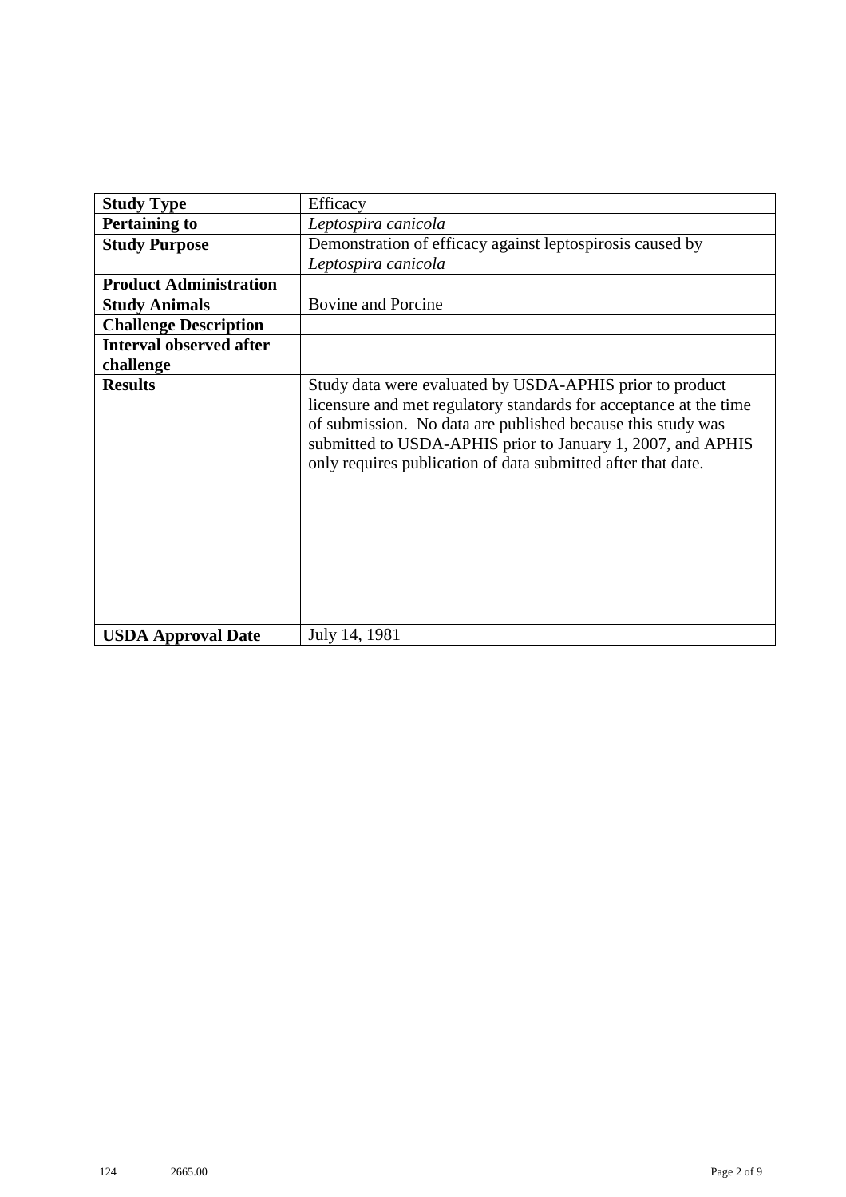| **Study Type** | Efficacy |
|---|---|
| **Pertaining to** | *Leptospira canicola* |
| **Study Purpose** | Demonstration of efficacy against leptospirosis caused by *Leptospira canicola* |
| **Product Administration** | |
| **Study Animals** | Bovine and Porcine |
| **Challenge Description** | |
| **Interval observed after challenge** | |
| **Results** | Study data were evaluated by USDA-APHIS prior to product licensure and met regulatory standards for acceptance at the time of submission. No data are published because this study was submitted to USDA-APHIS prior to January 1, 2007, and APHIS only requires publication of data submitted after that date. |
| **USDA Approval Date** | July 14, 1981 |

124 2665.00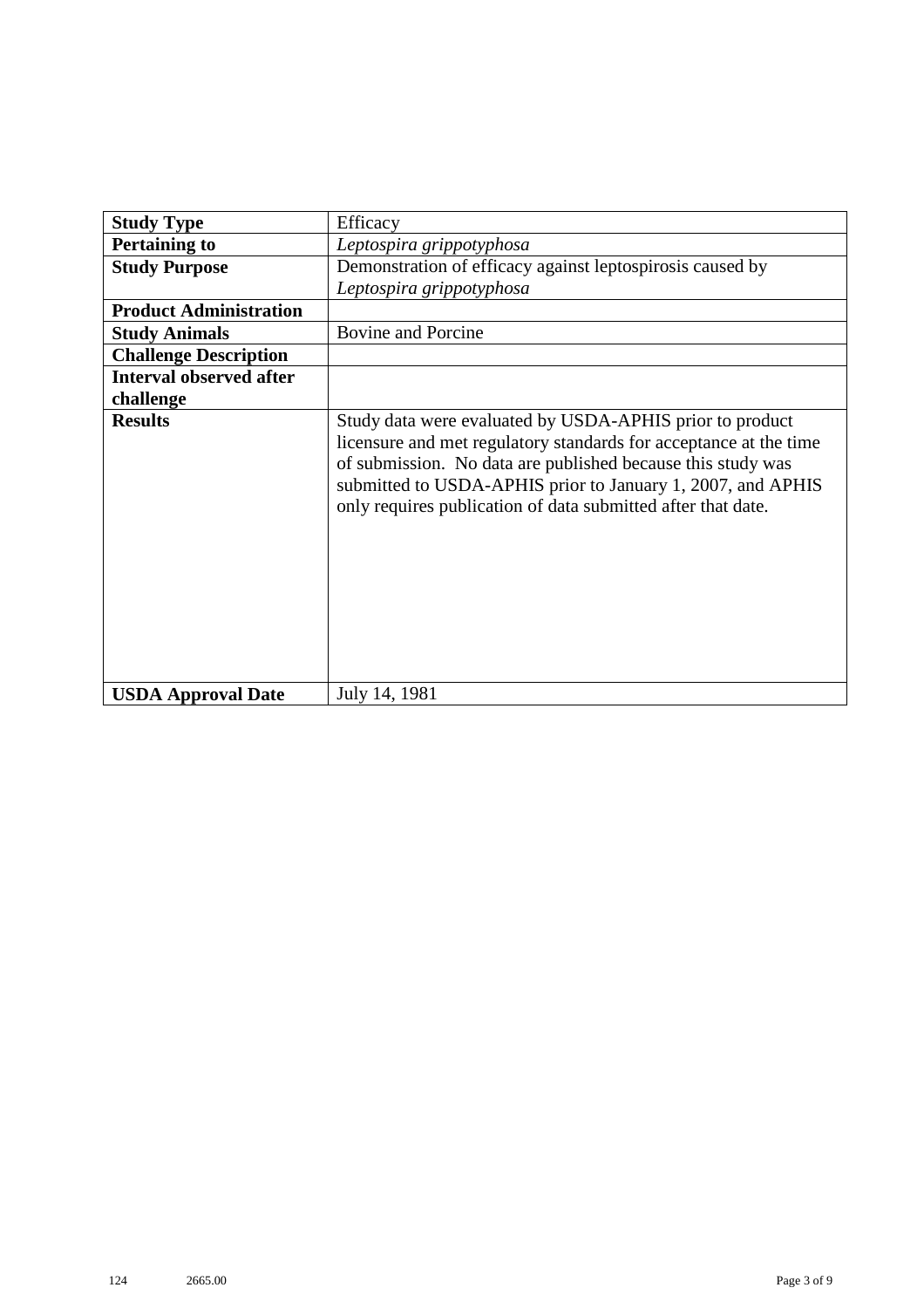| | |
|---|---|
| **Study Type** | Efficacy |
| **Pertaining to** | *Leptospira grippotyphosa* |
| **Study Purpose** | Demonstration of efficacy against leptospirosis caused by *Leptospira grippotyphosa* |
| **Product Administration** | |
| **Study Animals** | Bovine and Porcine |
| **Challenge Description** | |
| **Interval observed after challenge** | |
| **Results** | Study data were evaluated by USDA-APHIS prior to product licensure and met regulatory standards for acceptance at the time of submission. No data are published because this study was submitted to USDA-APHIS prior to January 1, 2007, and APHIS only requires publication of data submitted after that date. |
| **USDA Approval Date** | July 14, 1981 |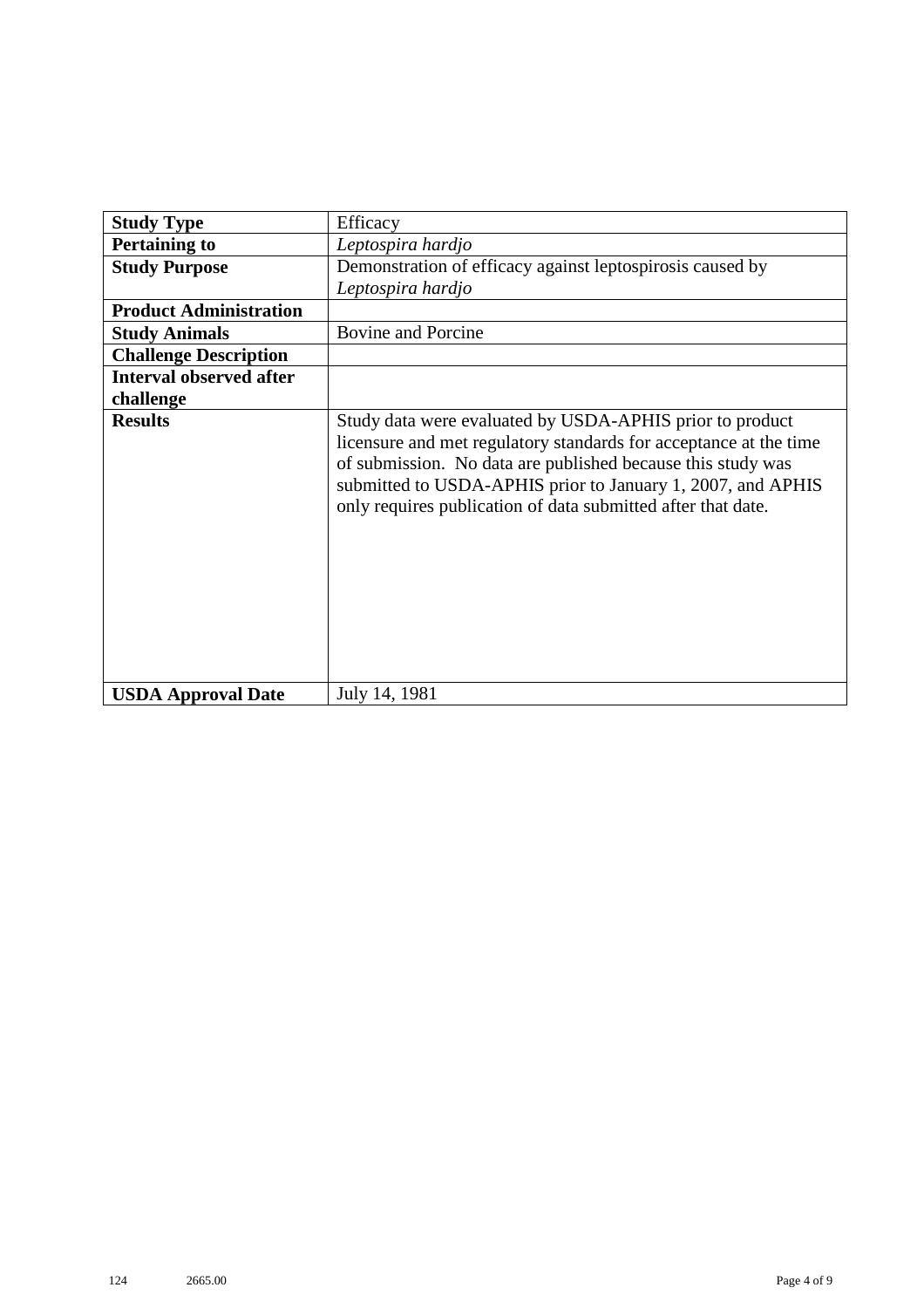| **Study Type** | Efficacy |
|---|---|
| **Pertaining to** | *Leptospira hardjo* |
| **Study Purpose** | Demonstration of efficacy against leptospirosis caused by *Leptospira hardjo* |
| **Product Administration** | |
| **Study Animals** | Bovine and Porcine |
| **Challenge Description** | |
| **Interval observed after challenge** | |
| **Results** | Study data were evaluated by USDA-APHIS prior to product licensure and met regulatory standards for acceptance at the time of submission. No data are published because this study was submitted to USDA-APHIS prior to January 1, 2007, and APHIS only requires publication of data submitted after that date. |
| **USDA Approval Date** | July 14, 1981 |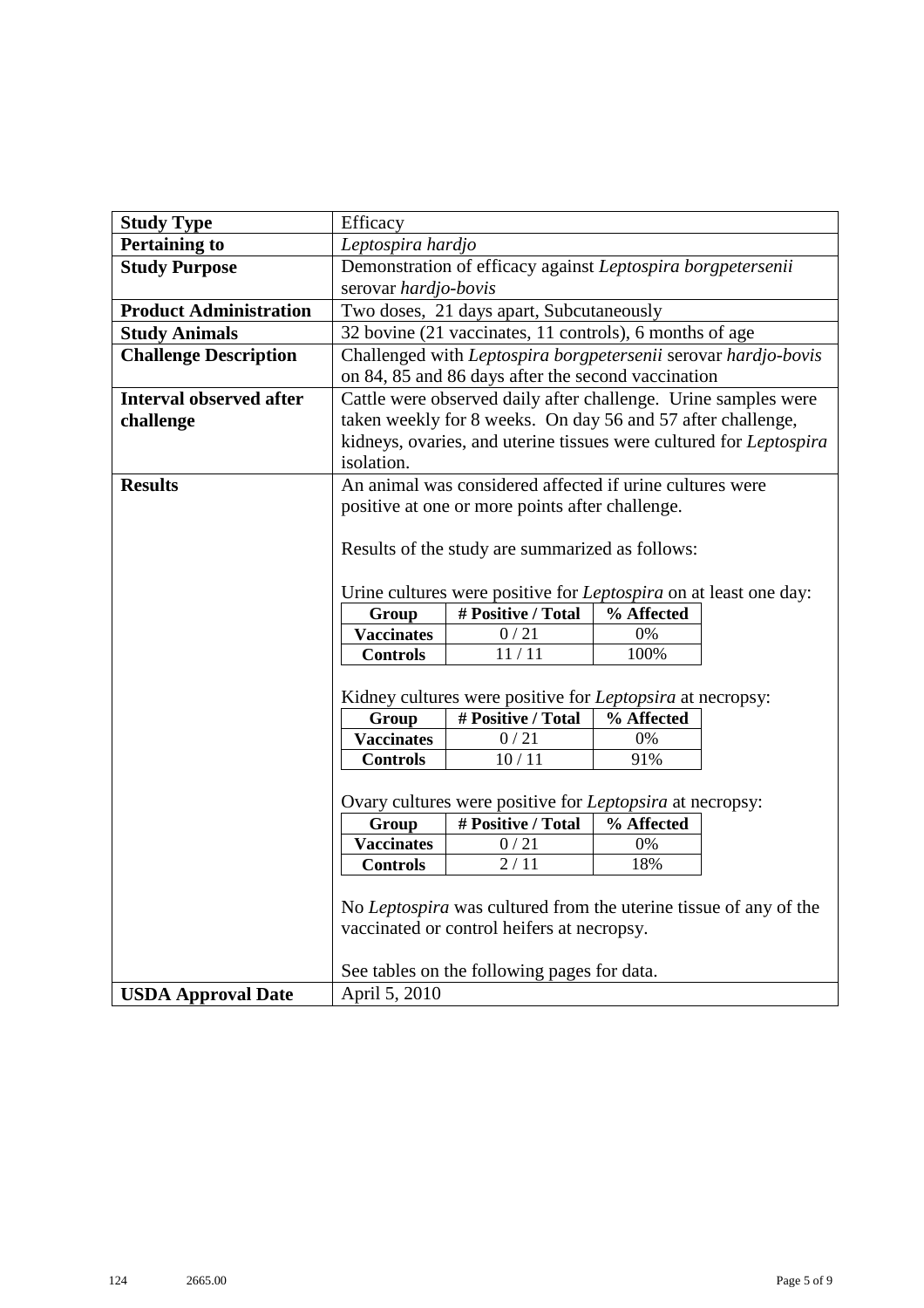| **Study Type** | Efficacy |
|---|---|
| **Pertaining to** | *Leptospira hardjo* |
| **Study Purpose** | Demonstration of efficacy against *Leptospira borgpetersenii* serovar *hardjo-bovis* |
| **Product Administration** | Two doses, 21 days apart, Subcutaneously |
| **Study Animals** | 32 bovine (21 vaccinates, 11 controls), 6 months of age |
| **Challenge Description** | Challenged with *Leptospira borgpetersenii* serovar *hardjo-bovis* on 84, 85 and 86 days after the second vaccination |
| **Interval observed after challenge** | Cattle were observed daily after challenge. Urine samples were taken weekly for 8 weeks. On day 56 and 57 after challenge, kidneys, ovaries, and uterine tissues were cultured for *Leptospira* isolation. |
| **Results** | See below |
| **USDA Approval Date** | April 5, 2010 |

**Results:**

An animal was considered affected if urine cultures were positive at one or more points after challenge.

Results of the study are summarized as follows:

Urine cultures were positive for *Leptospira* on at least one day:

| Group | # Positive / Total | % Affected |
|---|---|---|
| **Vaccinates** | 0 / 21 | 0% |
| **Controls** | 11 / 11 | 100% |

Kidney cultures were positive for *Leptopsira* at necropsy:

| Group | # Positive / Total | % Affected |
|---|---|---|
| **Vaccinates** | 0 / 21 | 0% |
| **Controls** | 10 / 11 | 91% |

Ovary cultures were positive for *Leptopsira* at necropsy:

| Group | # Positive / Total | % Affected |
|---|---|---|
| **Vaccinates** | 0 / 21 | 0% |
| **Controls** | 2 / 11 | 18% |

No *Leptospira* was cultured from the uterine tissue of any of the vaccinated or control heifers at necropsy.

See tables on the following pages for data.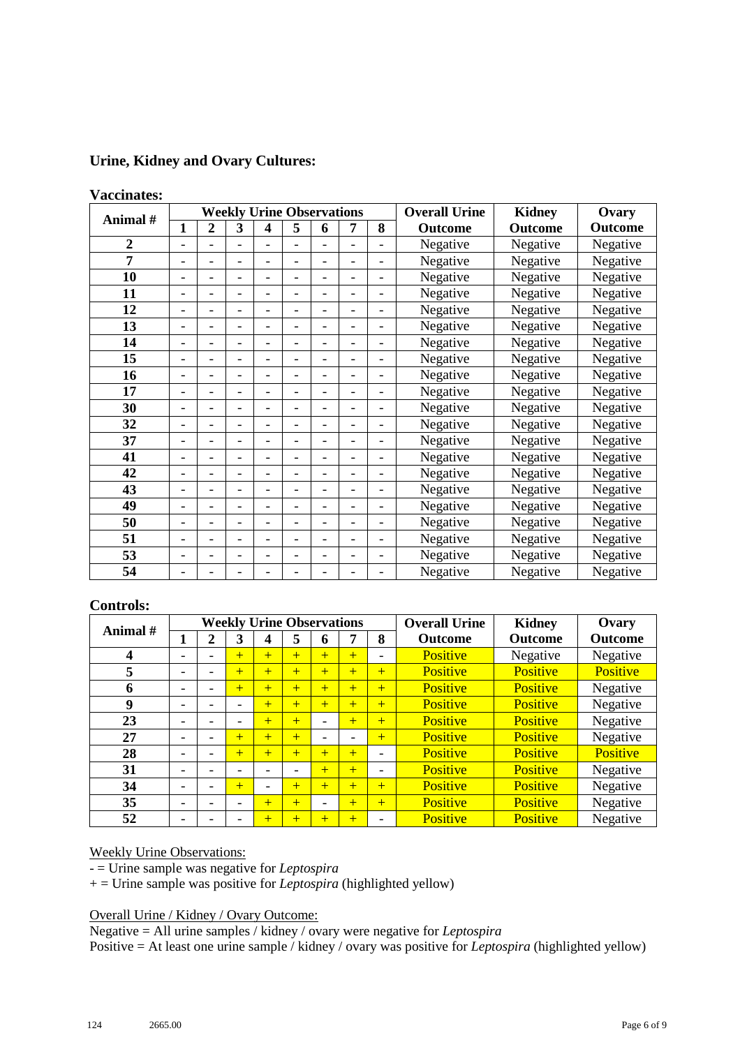## Urine, Kidney and Ovary Cultures:

**Vaccinates:**

| Animal # | Weekly Urine Observations | | | | | | | | Overall Urine Outcome | Kidney Outcome | Ovary Outcome |
|---|---|---|---|---|---|---|---|---|---|---|---|
| | 1 | 2 | 3 | 4 | 5 | 6 | 7 | 8 | | | |
| 2 | - | - | - | - | - | - | - | - | Negative | Negative | Negative |
| 7 | - | - | - | - | - | - | - | - | Negative | Negative | Negative |
| 10 | - | - | - | - | - | - | - | - | Negative | Negative | Negative |
| 11 | - | - | - | - | - | - | - | - | Negative | Negative | Negative |
| 12 | - | - | - | - | - | - | - | - | Negative | Negative | Negative |
| 13 | - | - | - | - | - | - | - | - | Negative | Negative | Negative |
| 14 | - | - | - | - | - | - | - | - | Negative | Negative | Negative |
| 15 | - | - | - | - | - | - | - | - | Negative | Negative | Negative |
| 16 | - | - | - | - | - | - | - | - | Negative | Negative | Negative |
| 17 | - | - | - | - | - | - | - | - | Negative | Negative | Negative |
| 30 | - | - | - | - | - | - | - | - | Negative | Negative | Negative |
| 32 | - | - | - | - | - | - | - | - | Negative | Negative | Negative |
| 37 | - | - | - | - | - | - | - | - | Negative | Negative | Negative |
| 41 | - | - | - | - | - | - | - | - | Negative | Negative | Negative |
| 42 | - | - | - | - | - | - | - | - | Negative | Negative | Negative |
| 43 | - | - | - | - | - | - | - | - | Negative | Negative | Negative |
| 49 | - | - | - | - | - | - | - | - | Negative | Negative | Negative |
| 50 | - | - | - | - | - | - | - | - | Negative | Negative | Negative |
| 51 | - | - | - | - | - | - | - | - | Negative | Negative | Negative |
| 53 | - | - | - | - | - | - | - | - | Negative | Negative | Negative |
| 54 | - | - | - | - | - | - | - | - | Negative | Negative | Negative |

**Controls:**

| Animal # | Weekly Urine Observations | | | | | | | | Overall Urine Outcome | Kidney Outcome | Ovary Outcome |
|---|---|---|---|---|---|---|---|---|---|---|---|
| | 1 | 2 | 3 | 4 | 5 | 6 | 7 | 8 | | | |
| 4 | - | - | + | + | + | + | + | - | Positive | Negative | Negative |
| 5 | - | - | + | + | + | + | + | + | Positive | Positive | Positive |
| 6 | - | - | + | + | + | + | + | + | Positive | Positive | Negative |
| 9 | - | - | - | + | + | + | + | + | Positive | Positive | Negative |
| 23 | - | - | - | + | + | - | + | + | Positive | Positive | Negative |
| 27 | - | - | + | + | + | - | - | + | Positive | Positive | Negative |
| 28 | - | - | + | + | + | + | + | - | Positive | Positive | Positive |
| 31 | - | - | - | - | - | + | + | - | Positive | Positive | Negative |
| 34 | - | - | + | - | + | + | + | + | Positive | Positive | Negative |
| 35 | - | - | - | + | + | - | + | + | Positive | Positive | Negative |
| 52 | - | - | - | + | + | + | + | - | Positive | Positive | Negative |

Weekly Urine Observations:

- = Urine sample was negative for *Leptospira*

+ = Urine sample was positive for *Leptospira* (highlighted yellow)

Overall Urine / Kidney / Ovary Outcome:

Negative = All urine samples / kidney / ovary were negative for *Leptospira*

Positive = At least one urine sample / kidney / ovary was positive for *Leptospira* (highlighted yellow)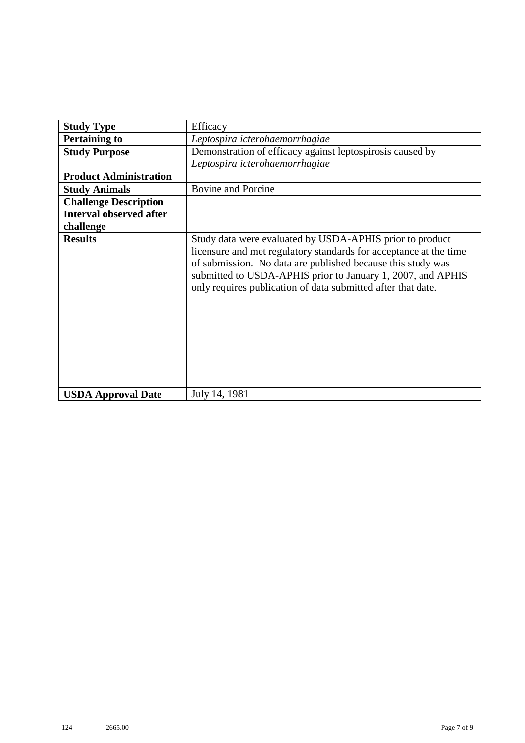| **Study Type** | Efficacy |
|---|---|
| **Pertaining to** | *Leptospira icterohaemorrhagiae* |
| **Study Purpose** | Demonstration of efficacy against leptospirosis caused by *Leptospira icterohaemorrhagiae* |
| **Product Administration** | |
| **Study Animals** | Bovine and Porcine |
| **Challenge Description** | |
| **Interval observed after challenge** | |
| **Results** | Study data were evaluated by USDA-APHIS prior to product licensure and met regulatory standards for acceptance at the time of submission. No data are published because this study was submitted to USDA-APHIS prior to January 1, 2007, and APHIS only requires publication of data submitted after that date. |
| **USDA Approval Date** | July 14, 1981 |

124 2665.00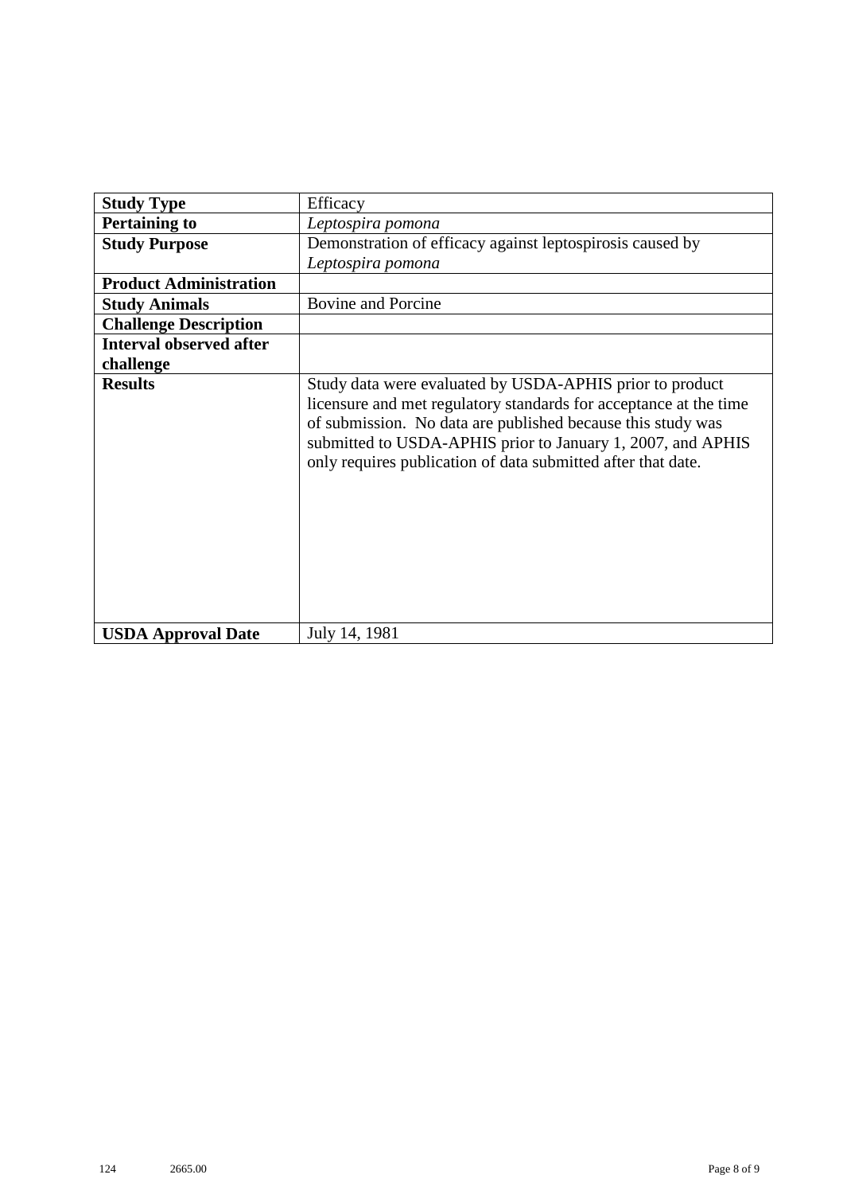| | |
|---|---|
| **Study Type** | Efficacy |
| **Pertaining to** | *Leptospira pomona* |
| **Study Purpose** | Demonstration of efficacy against leptospirosis caused by *Leptospira pomona* |
| **Product Administration** | |
| **Study Animals** | Bovine and Porcine |
| **Challenge Description** | |
| **Interval observed after challenge** | |
| **Results** | Study data were evaluated by USDA-APHIS prior to product licensure and met regulatory standards for acceptance at the time of submission. No data are published because this study was submitted to USDA-APHIS prior to January 1, 2007, and APHIS only requires publication of data submitted after that date. |
| **USDA Approval Date** | July 14, 1981 |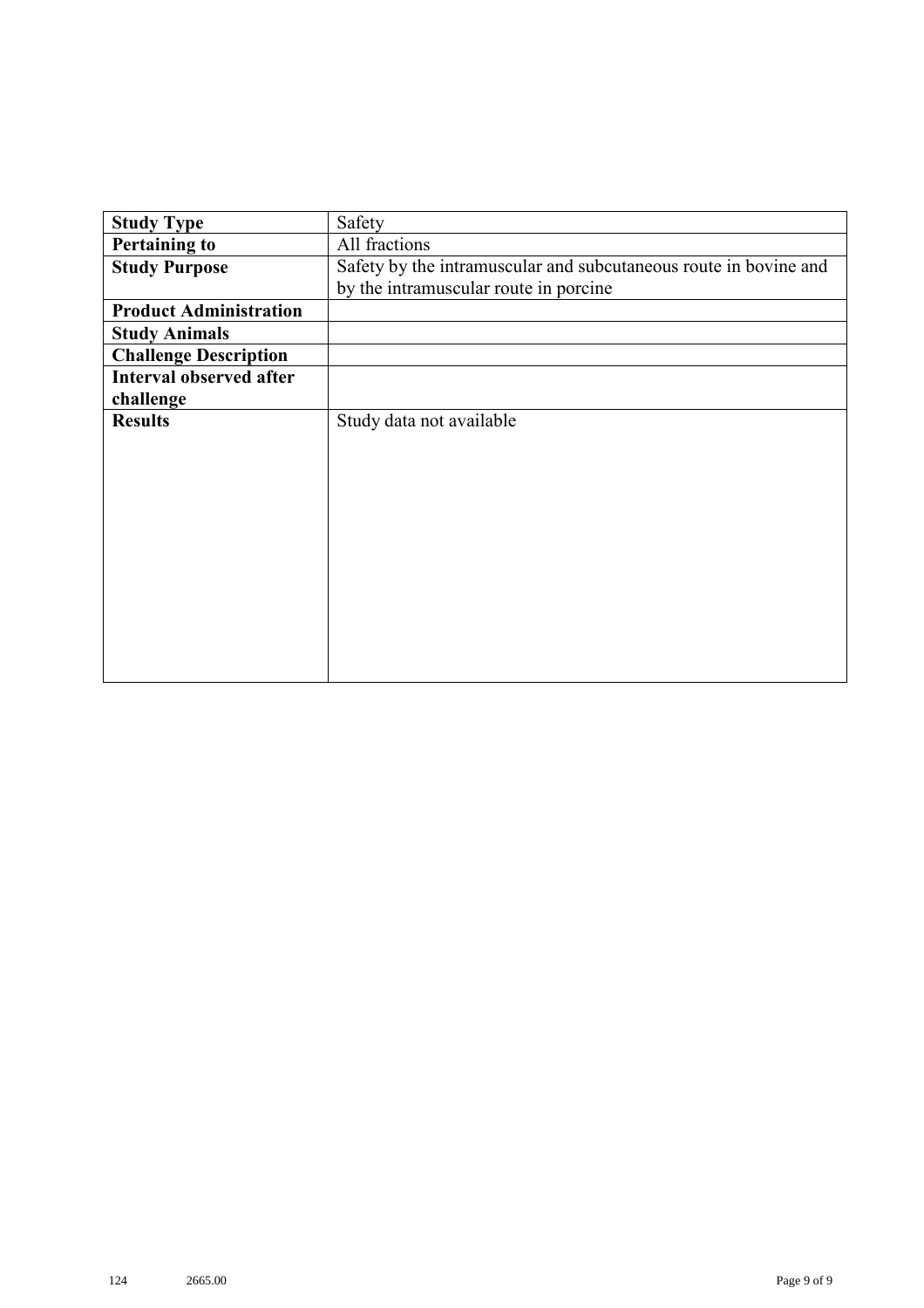| | |
|---|---|
| **Study Type** | Safety |
| **Pertaining to** | All fractions |
| **Study Purpose** | Safety by the intramuscular and subcutaneous route in bovine and by the intramuscular route in porcine |
| **Product Administration** | |
| **Study Animals** | |
| **Challenge Description** | |
| **Interval observed after challenge** | |
| **Results** | Study data not available |